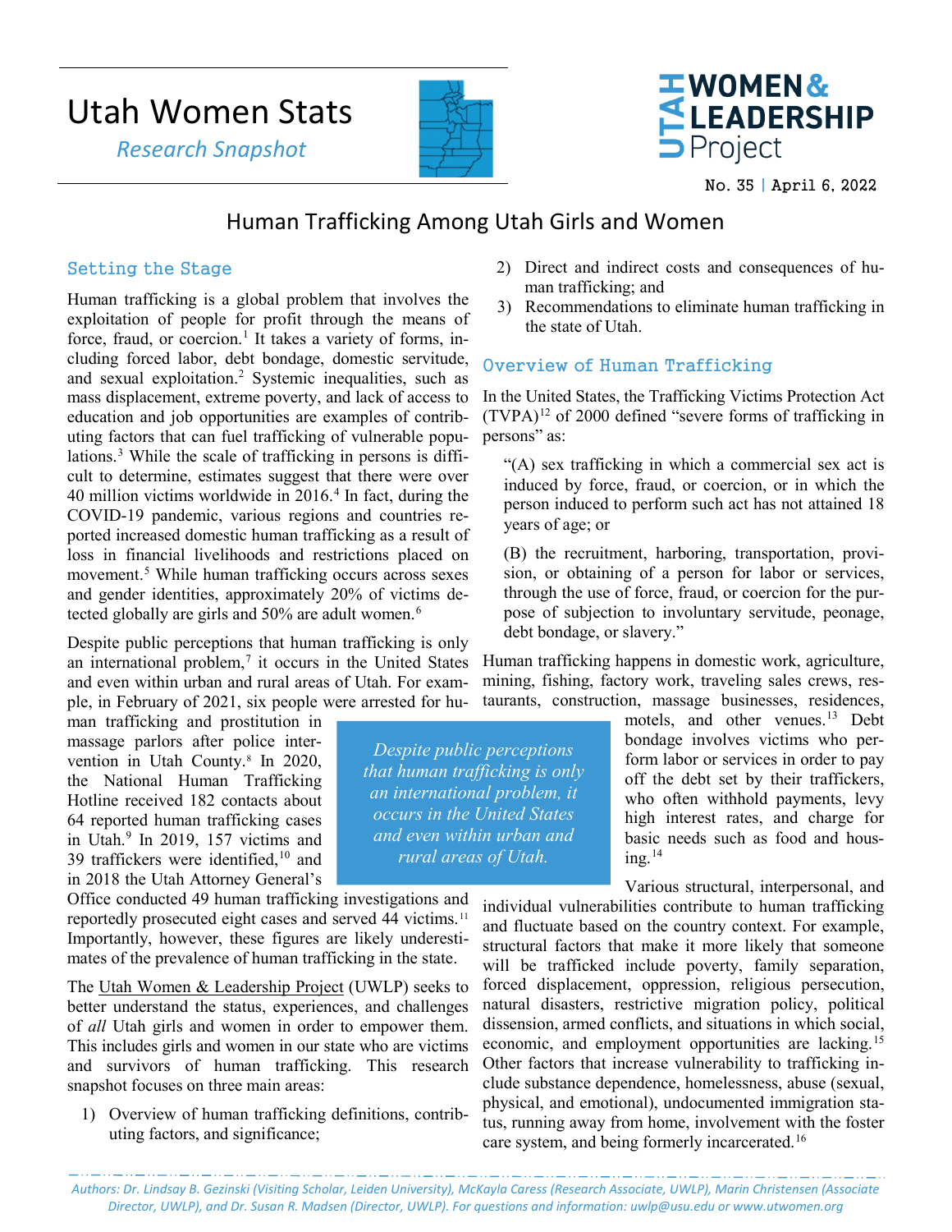# Utah Women Stats

*Research Snapshot*

UTAH WOMEN & LEADERSHIP Project

No. 35 | April 6, 2022

## Human Trafficking Among Utah Girls and Women

### Setting the Stage

Human trafficking is a global problem that involves the exploitation of people for profit through the means of force, fraud, or coercion.[1] It takes a variety of forms, including forced labor, debt bondage, domestic servitude, and sexual exploitation.[2] Systemic inequalities, such as mass displacement, extreme poverty, and lack of access to education and job opportunities are examples of contributing factors that can fuel trafficking of vulnerable populations.[3] While the scale of trafficking in persons is difficult to determine, estimates suggest that there were over 40 million victims worldwide in 2016.[4] In fact, during the COVID-19 pandemic, various regions and countries reported increased domestic human trafficking as a result of loss in financial livelihoods and restrictions placed on movement.[5] While human trafficking occurs across sexes and gender identities, approximately 20% of victims detected globally are girls and 50% are adult women.[6]

Despite public perceptions that human trafficking is only an international problem,[7] it occurs in the United States and even within urban and rural areas of Utah. For example, in February of 2021, six people were arrested for human trafficking and prostitution in massage parlors after police intervention in Utah County.[8] In 2020, the National Human Trafficking Hotline received 182 contacts about 64 reported human trafficking cases in Utah.[9] In 2019, 157 victims and 39 traffickers were identified,[10] and in 2018 the Utah Attorney General's Office conducted 49 human trafficking investigations and reportedly prosecuted eight cases and served 44 victims.[11] Importantly, however, these figures are likely underestimates of the prevalence of human trafficking in the state.

> *Despite public perceptions that human trafficking is only an international problem, it occurs in the United States and even within urban and rural areas of Utah.*

The Utah Women & Leadership Project (UWLP) seeks to better understand the status, experiences, and challenges of *all* Utah girls and women in order to empower them. This includes girls and women in our state who are victims and survivors of human trafficking. This research snapshot focuses on three main areas:

1) Overview of human trafficking definitions, contributing factors, and significance;
2) Direct and indirect costs and consequences of human trafficking; and
3) Recommendations to eliminate human trafficking in the state of Utah.

### Overview of Human Trafficking

In the United States, the Trafficking Victims Protection Act (TVPA)[12] of 2000 defined "severe forms of trafficking in persons" as:

> "(A) sex trafficking in which a commercial sex act is induced by force, fraud, or coercion, or in which the person induced to perform such act has not attained 18 years of age; or
>
> (B) the recruitment, harboring, transportation, provision, or obtaining of a person for labor or services, through the use of force, fraud, or coercion for the purpose of subjection to involuntary servitude, peonage, debt bondage, or slavery."

Human trafficking happens in domestic work, agriculture, mining, fishing, factory work, traveling sales crews, restaurants, construction, massage businesses, residences, motels, and other venues.[13] Debt bondage involves victims who perform labor or services in order to pay off the debt set by their traffickers, who often withhold payments, levy high interest rates, and charge for basic needs such as food and housing.[14]

Various structural, interpersonal, and individual vulnerabilities contribute to human trafficking and fluctuate based on the country context. For example, structural factors that make it more likely that someone will be trafficked include poverty, family separation, forced displacement, oppression, religious persecution, natural disasters, restrictive migration policy, political dissension, armed conflicts, and situations in which social, economic, and employment opportunities are lacking.[15] Other factors that increase vulnerability to trafficking include substance dependence, homelessness, abuse (sexual, physical, and emotional), undocumented immigration status, running away from home, involvement with the foster care system, and being formerly incarcerated.[16]

*Authors: Dr. Lindsay B. Gezinski (Visiting Scholar, Leiden University), McKayla Caress (Research Associate, UWLP), Marin Christensen (Associate Director, UWLP), and Dr. Susan R. Madsen (Director, UWLP). For questions and information: uwlp@usu.edu or www.utwomen.org*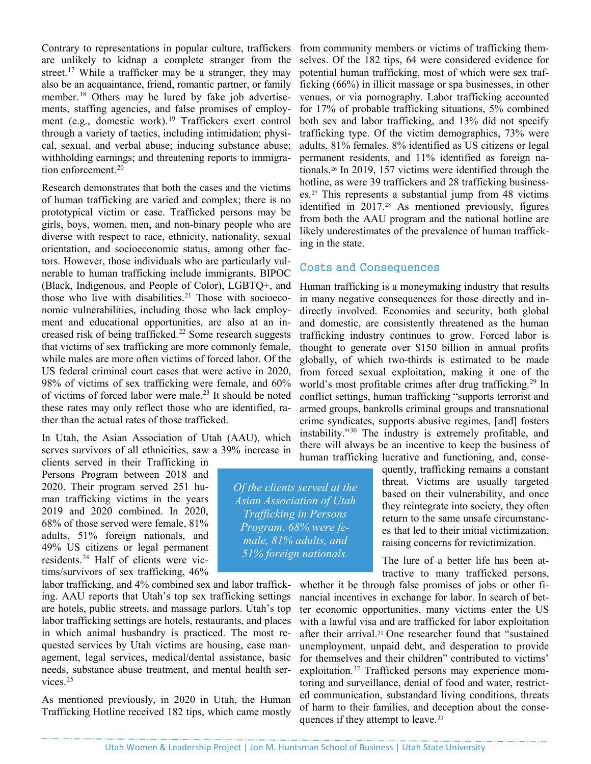Contrary to representations in popular culture, traffickers are unlikely to kidnap a complete stranger from the street.[17] While a trafficker may be a stranger, they may also be an acquaintance, friend, romantic partner, or family member.[18] Others may be lured by fake job advertisements, staffing agencies, and false promises of employment (e.g., domestic work).[19] Traffickers exert control through a variety of tactics, including intimidation; physical, sexual, and verbal abuse; inducing substance abuse; withholding earnings; and threatening reports to immigration enforcement.[20]

Research demonstrates that both the cases and the victims of human trafficking are varied and complex; there is no prototypical victim or case. Trafficked persons may be girls, boys, women, men, and non-binary people who are diverse with respect to race, ethnicity, nationality, sexual orientation, and socioeconomic status, among other factors. However, those individuals who are particularly vulnerable to human trafficking include immigrants, BIPOC (Black, Indigenous, and People of Color), LGBTQ+, and those who live with disabilities.[21] Those with socioeconomic vulnerabilities, including those who lack employment and educational opportunities, are also at an increased risk of being trafficked.[22] Some research suggests that victims of sex trafficking are more commonly female, while males are more often victims of forced labor. Of the US federal criminal court cases that were active in 2020, 98% of victims of sex trafficking were female, and 60% of victims of forced labor were male.[23] It should be noted these rates may only reflect those who are identified, rather than the actual rates of those trafficked.

In Utah, the Asian Association of Utah (AAU), which serves survivors of all ethnicities, saw a 39% increase in clients served in their Trafficking in Persons Program between 2018 and 2020. Their program served 251 human trafficking victims in the years 2019 and 2020 combined. In 2020, 68% of those served were female, 81% adults, 51% foreign nationals, and 49% US citizens or legal permanent residents.[24] Half of clients were victims/survivors of sex trafficking, 46% labor trafficking, and 4% combined sex and labor trafficking. AAU reports that Utah's top sex trafficking settings are hotels, public streets, and massage parlors. Utah's top labor trafficking settings are hotels, restaurants, and places in which animal husbandry is practiced. The most requested services by Utah victims are housing, case management, legal services, medical/dental assistance, basic needs, substance abuse treatment, and mental health services.[25]

> *Of the clients served at the Asian Association of Utah Trafficking in Persons Program, 68% were female, 81% adults, and 51% foreign nationals.*

As mentioned previously, in 2020 in Utah, the Human Trafficking Hotline received 182 tips, which came mostly from community members or victims of trafficking themselves. Of the 182 tips, 64 were considered evidence for potential human trafficking, most of which were sex trafficking (66%) in illicit massage or spa businesses, in other venues, or via pornography. Labor trafficking accounted for 17% of probable trafficking situations, 5% combined both sex and labor trafficking, and 13% did not specify trafficking type. Of the victim demographics, 73% were adults, 81% females, 8% identified as US citizens or legal permanent residents, and 11% identified as foreign nationals.[26] In 2019, 157 victims were identified through the hotline, as were 39 traffickers and 28 trafficking businesses.[27] This represents a substantial jump from 48 victims identified in 2017.[28] As mentioned previously, figures from both the AAU program and the national hotline are likely underestimates of the prevalence of human trafficking in the state.

## Costs and Consequences

Human trafficking is a moneymaking industry that results in many negative consequences for those directly and indirectly involved. Economies and security, both global and domestic, are consistently threatened as the human trafficking industry continues to grow. Forced labor is thought to generate over $150 billion in annual profits globally, of which two-thirds is estimated to be made from forced sexual exploitation, making it one of the world's most profitable crimes after drug trafficking.[29] In conflict settings, human trafficking "supports terrorist and armed groups, bankrolls criminal groups and transnational crime syndicates, supports abusive regimes, [and] fosters instability."[30] The industry is extremely profitable, and there will always be an incentive to keep the business of human trafficking lucrative and functioning, and, consequently, trafficking remains a constant threat. Victims are usually targeted based on their vulnerability, and once they reintegrate into society, they often return to the same unsafe circumstances that led to their initial victimization, raising concerns for revictimization.

The lure of a better life has been attractive to many trafficked persons, whether it be through false promises of jobs or other financial incentives in exchange for labor. In search of better economic opportunities, many victims enter the US with a lawful visa and are trafficked for labor exploitation after their arrival.[31] One researcher found that "sustained unemployment, unpaid debt, and desperation to provide for themselves and their children" contributed to victims' exploitation.[32] Trafficked persons may experience monitoring and surveillance, denial of food and water, restricted communication, substandard living conditions, threats of harm to their families, and deception about the consequences if they attempt to leave.[33]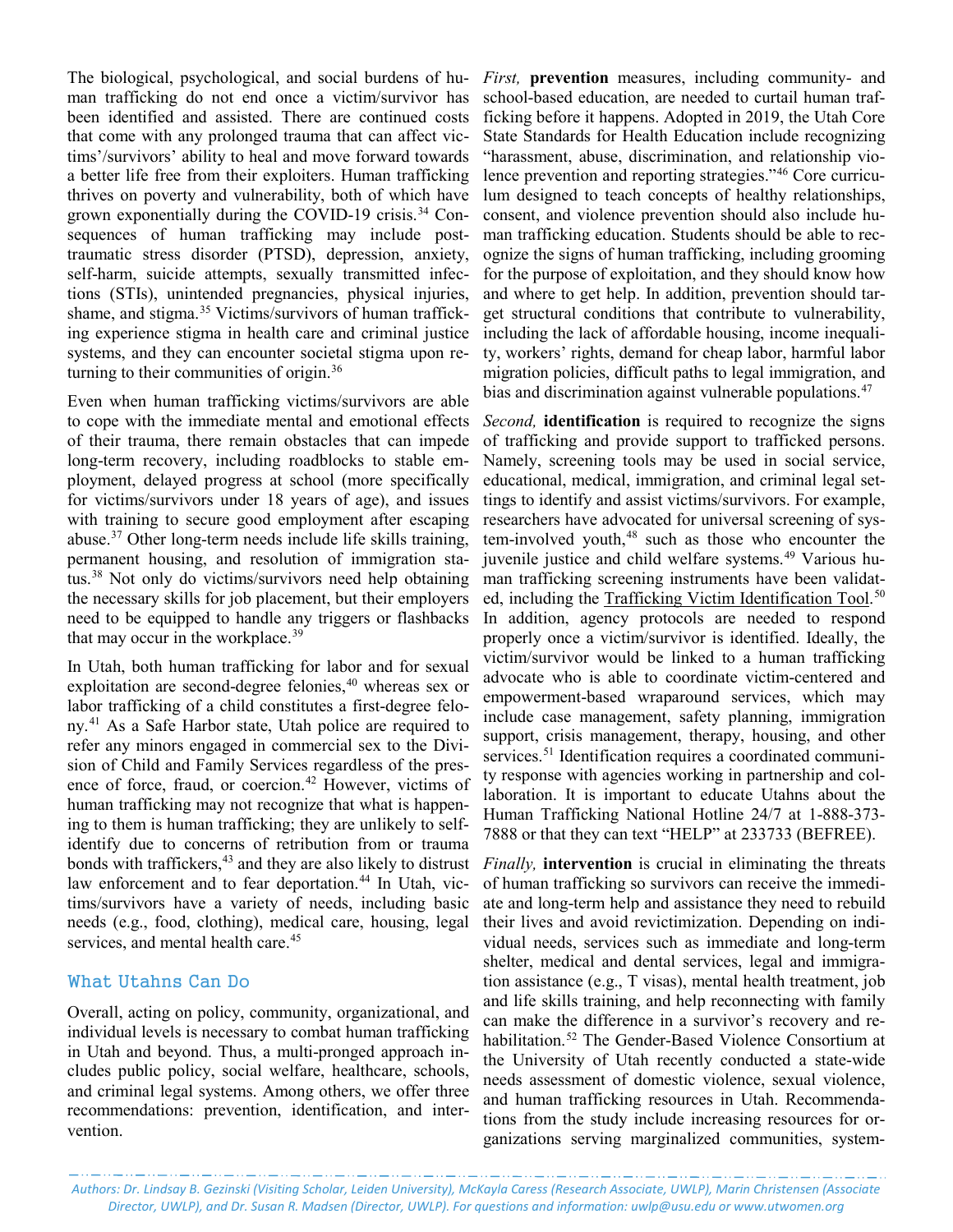The biological, psychological, and social burdens of human trafficking do not end once a victim/survivor has been identified and assisted. There are continued costs that come with any prolonged trauma that can affect victims'/survivors' ability to heal and move forward towards a better life free from their exploiters. Human trafficking thrives on poverty and vulnerability, both of which have grown exponentially during the COVID-19 crisis.[34] Consequences of human trafficking may include post-traumatic stress disorder (PTSD), depression, anxiety, self-harm, suicide attempts, sexually transmitted infections (STIs), unintended pregnancies, physical injuries, shame, and stigma.[35] Victims/survivors of human trafficking experience stigma in health care and criminal justice systems, and they can encounter societal stigma upon returning to their communities of origin.[36]

Even when human trafficking victims/survivors are able to cope with the immediate mental and emotional effects of their trauma, there remain obstacles that can impede long-term recovery, including roadblocks to stable employment, delayed progress at school (more specifically for victims/survivors under 18 years of age), and issues with training to secure good employment after escaping abuse.[37] Other long-term needs include life skills training, permanent housing, and resolution of immigration status.[38] Not only do victims/survivors need help obtaining the necessary skills for job placement, but their employers need to be equipped to handle any triggers or flashbacks that may occur in the workplace.[39]

In Utah, both human trafficking for labor and for sexual exploitation are second-degree felonies,[40] whereas sex or labor trafficking of a child constitutes a first-degree felony.[41] As a Safe Harbor state, Utah police are required to refer any minors engaged in commercial sex to the Division of Child and Family Services regardless of the presence of force, fraud, or coercion.[42] However, victims of human trafficking may not recognize that what is happening to them is human trafficking; they are unlikely to self-identify due to concerns of retribution from or trauma bonds with traffickers,[43] and they are also likely to distrust law enforcement and to fear deportation.[44] In Utah, victims/survivors have a variety of needs, including basic needs (e.g., food, clothing), medical care, housing, legal services, and mental health care.[45]

## What Utahns Can Do

Overall, acting on policy, community, organizational, and individual levels is necessary to combat human trafficking in Utah and beyond. Thus, a multi-pronged approach includes public policy, social welfare, healthcare, schools, and criminal legal systems. Among others, we offer three recommendations: prevention, identification, and intervention.

*First,* **prevention** measures, including community- and school-based education, are needed to curtail human trafficking before it happens. Adopted in 2019, the Utah Core State Standards for Health Education include recognizing "harassment, abuse, discrimination, and relationship violence prevention and reporting strategies."[46] Core curriculum designed to teach concepts of healthy relationships, consent, and violence prevention should also include human trafficking education. Students should be able to recognize the signs of human trafficking, including grooming for the purpose of exploitation, and they should know how and where to get help. In addition, prevention should target structural conditions that contribute to vulnerability, including the lack of affordable housing, income inequality, workers' rights, demand for cheap labor, harmful labor migration policies, difficult paths to legal immigration, and bias and discrimination against vulnerable populations.[47]

*Second,* **identification** is required to recognize the signs of trafficking and provide support to trafficked persons. Namely, screening tools may be used in social service, educational, medical, immigration, and criminal legal settings to identify and assist victims/survivors. For example, researchers have advocated for universal screening of system-involved youth,[48] such as those who encounter the juvenile justice and child welfare systems.[49] Various human trafficking screening instruments have been validated, including the Trafficking Victim Identification Tool.[50] In addition, agency protocols are needed to respond properly once a victim/survivor is identified. Ideally, the victim/survivor would be linked to a human trafficking advocate who is able to coordinate victim-centered and empowerment-based wraparound services, which may include case management, safety planning, immigration support, crisis management, therapy, housing, and other services.[51] Identification requires a coordinated community response with agencies working in partnership and collaboration. It is important to educate Utahns about the Human Trafficking National Hotline 24/7 at 1-888-373-7888 or that they can text "HELP" at 233733 (BEFREE).

*Finally,* **intervention** is crucial in eliminating the threats of human trafficking so survivors can receive the immediate and long-term help and assistance they need to rebuild their lives and avoid revictimization. Depending on individual needs, services such as immediate and long-term shelter, medical and dental services, legal and immigration assistance (e.g., T visas), mental health treatment, job and life skills training, and help reconnecting with family can make the difference in a survivor's recovery and rehabilitation.[52] The Gender-Based Violence Consortium at the University of Utah recently conducted a state-wide needs assessment of domestic violence, sexual violence, and human trafficking resources in Utah. Recommendations from the study include increasing resources for organizations serving marginalized communities, system-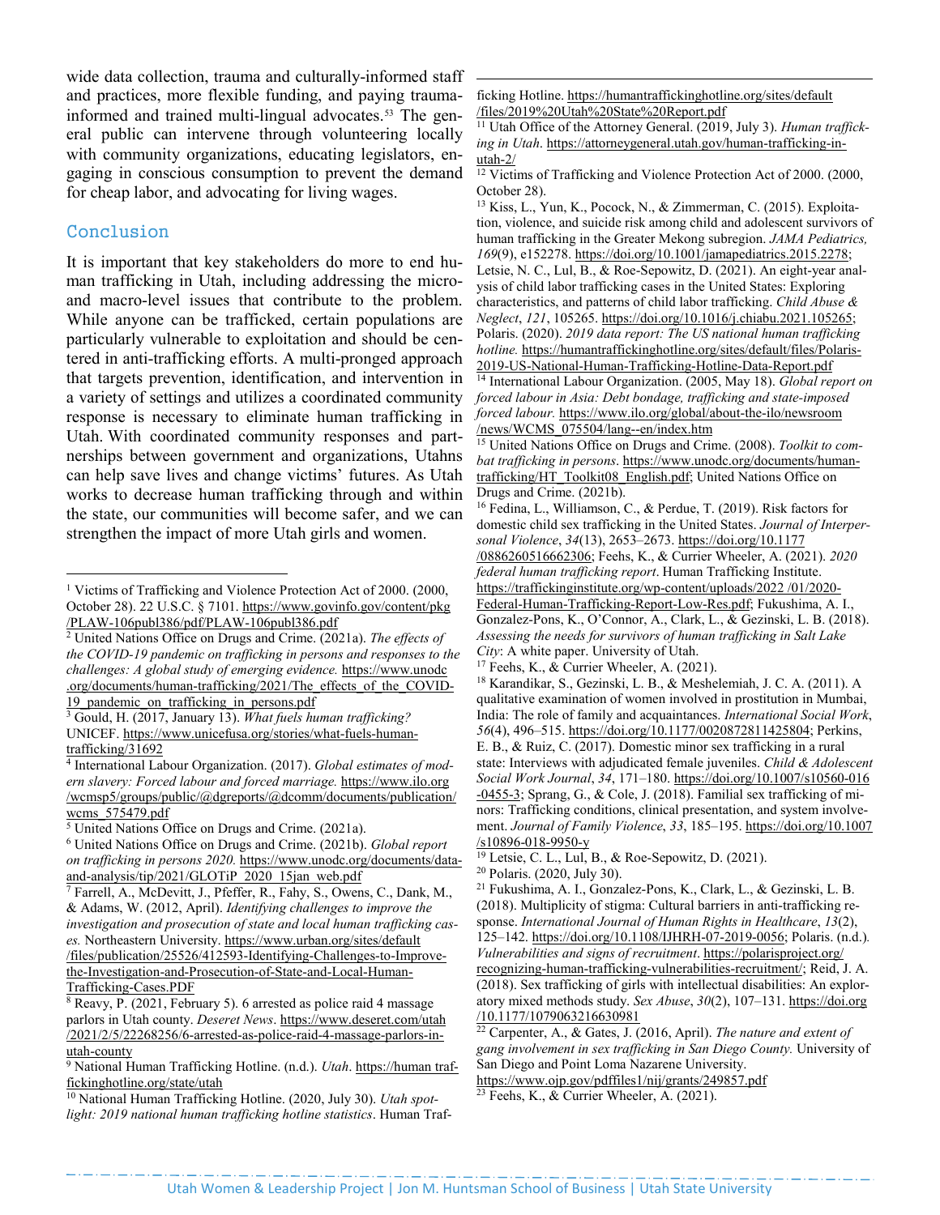wide data collection, trauma and culturally-informed staff and practices, more flexible funding, and paying trauma-informed and trained multi-lingual advocates.[53] The general public can intervene through volunteering locally with community organizations, educating legislators, engaging in conscious consumption to prevent the demand for cheap labor, and advocating for living wages.

## Conclusion

It is important that key stakeholders do more to end human trafficking in Utah, including addressing the micro- and macro-level issues that contribute to the problem. While anyone can be trafficked, certain populations are particularly vulnerable to exploitation and should be centered in anti-trafficking efforts. A multi-pronged approach that targets prevention, identification, and intervention in a variety of settings and utilizes a coordinated community response is necessary to eliminate human trafficking in Utah. With coordinated community responses and partnerships between government and organizations, Utahns can help save lives and change victims' futures. As Utah works to decrease human trafficking through and within the state, our communities will become safer, and we can strengthen the impact of more Utah girls and women.

---

[1] Victims of Trafficking and Violence Protection Act of 2000. (2000, October 28). 22 U.S.C. § 7101. https://www.govinfo.gov/content/pkg/PLAW-106publ386/pdf/PLAW-106publ386.pdf

[2] United Nations Office on Drugs and Crime. (2021a). *The effects of the COVID-19 pandemic on trafficking in persons and responses to the challenges: A global study of emerging evidence.* https://www.unodc.org/documents/human-trafficking/2021/The_effects_of_the_COVID-19_pandemic_on_trafficking_in_persons.pdf

[3] Gould, H. (2017, January 13). *What fuels human trafficking?* UNICEF. https://www.unicefusa.org/stories/what-fuels-human-trafficking/31692

[4] International Labour Organization. (2017). *Global estimates of modern slavery: Forced labour and forced marriage.* https://www.ilo.org/wcmsp5/groups/public/@dgreports/@dcomm/documents/publication/wcms_575479.pdf

[5] United Nations Office on Drugs and Crime. (2021a).

[6] United Nations Office on Drugs and Crime. (2021b). *Global report on trafficking in persons 2020.* https://www.unodc.org/documents/data-and-analysis/tip/2021/GLOTiP_2020_15jan_web.pdf

[7] Farrell, A., McDevitt, J., Pfeffer, R., Fahy, S., Owens, C., Dank, M., & Adams, W. (2012, April). *Identifying challenges to improve the investigation and prosecution of state and local human trafficking cases.* Northeastern University. https://www.urban.org/sites/default/files/publication/25526/412593-Identifying-Challenges-to-Improve-the-Investigation-and-Prosecution-of-State-and-Local-Human-Trafficking-Cases.PDF

[8] Reavy, P. (2021, February 5). 6 arrested as police raid 4 massage parlors in Utah county. *Deseret News*. https://www.deseret.com/utah/2021/2/5/22268256/6-arrested-as-police-raid-4-massage-parlors-in-utah-county

[9] National Human Trafficking Hotline. (n.d.). *Utah*. https://humantraffickinghotline.org/state/utah

[10] National Human Trafficking Hotline. (2020, July 30). *Utah spotlight: 2019 national human trafficking hotline statistics*. Human Trafficking Hotline. https://humantraffickinghotline.org/sites/default/files/2019%20Utah%20State%20Report.pdf

[11] Utah Office of the Attorney General. (2019, July 3). *Human trafficking in Utah*. https://attorneygeneral.utah.gov/human-trafficking-in-utah-2/

[12] Victims of Trafficking and Violence Protection Act of 2000. (2000, October 28).

[13] Kiss, L., Yun, K., Pocock, N., & Zimmerman, C. (2015). Exploitation, violence, and suicide risk among child and adolescent survivors of human trafficking in the Greater Mekong subregion. *JAMA Pediatrics, 169*(9), e152278. https://doi.org/10.1001/jamapediatrics.2015.2278; Letsie, N. C., Lul, B., & Roe-Sepowitz, D. (2021). An eight-year analysis of child labor trafficking cases in the United States: Exploring characteristics, and patterns of child labor trafficking. *Child Abuse & Neglect*, *121*, 105265. https://doi.org/10.1016/j.chiabu.2021.105265; Polaris. (2020). *2019 data report: The US national human trafficking hotline.* https://humantraffickinghotline.org/sites/default/files/Polaris-2019-US-National-Human-Trafficking-Hotline-Data-Report.pdf

[14] International Labour Organization. (2005, May 18). *Global report on forced labour in Asia: Debt bondage, trafficking and state-imposed forced labour.* https://www.ilo.org/global/about-the-ilo/newsroom/news/WCMS_075504/lang--en/index.htm

[15] United Nations Office on Drugs and Crime. (2008). *Toolkit to combat trafficking in persons*. https://www.unodc.org/documents/human-trafficking/HT_Toolkit08_English.pdf; United Nations Office on Drugs and Crime. (2021b).

[16] Fedina, L., Williamson, C., & Perdue, T. (2019). Risk factors for domestic child sex trafficking in the United States. *Journal of Interpersonal Violence*, *34*(13), 2653–2673. https://doi.org/10.1177/0886260516662306; Feehs, K., & Currier Wheeler, A. (2021). *2020 federal human trafficking report*. Human Trafficking Institute. https://traffickinginstitute.org/wp-content/uploads/2022/01/2020-Federal-Human-Trafficking-Report-Low-Res.pdf; Fukushima, A. I., Gonzalez-Pons, K., O'Connor, A., Clark, L., & Gezinski, L. B. (2018). *Assessing the needs for survivors of human trafficking in Salt Lake City*: A white paper. University of Utah.

[17] Feehs, K., & Currier Wheeler, A. (2021).

[18] Karandikar, S., Gezinski, L. B., & Meshelemiah, J. C. A. (2011). A qualitative examination of women involved in prostitution in Mumbai, India: The role of family and acquaintances. *International Social Work*, *56*(4), 496–515. https://doi.org/10.1177/0020872811425804; Perkins, E. B., & Ruiz, C. (2017). Domestic minor sex trafficking in a rural state: Interviews with adjudicated female juveniles. *Child & Adolescent Social Work Journal*, *34*, 171–180. https://doi.org/10.1007/s10560-016-0455-3; Sprang, G., & Cole, J. (2018). Familial sex trafficking of minors: Trafficking conditions, clinical presentation, and system involvement. *Journal of Family Violence*, *33*, 185–195. https://doi.org/10.1007/s10896-018-9950-y

[19] Letsie, C. L., Lul, B., & Roe-Sepowitz, D. (2021).

[20] Polaris. (2020, July 30).

[21] Fukushima, A. I., Gonzalez-Pons, K., Clark, L., & Gezinski, L. B. (2018). Multiplicity of stigma: Cultural barriers in anti-trafficking response. *International Journal of Human Rights in Healthcare*, *13*(2), 125–142. https://doi.org/10.1108/IJHRH-07-2019-0056; Polaris. (n.d.). *Vulnerabilities and signs of recruitment*. https://polarisproject.org/recognizing-human-trafficking-vulnerabilities-recruitment/; Reid, J. A. (2018). Sex trafficking of girls with intellectual disabilities: An exploratory mixed methods study. *Sex Abuse*, *30*(2), 107–131. https://doi.org/10.1177/1079063216630981

[22] Carpenter, A., & Gates, J. (2016, April). *The nature and extent of gang involvement in sex trafficking in San Diego County.* University of San Diego and Point Loma Nazarene University. https://www.ojp.gov/pdffiles1/nij/grants/249857.pdf

[23] Feehs, K., & Currier Wheeler, A. (2021).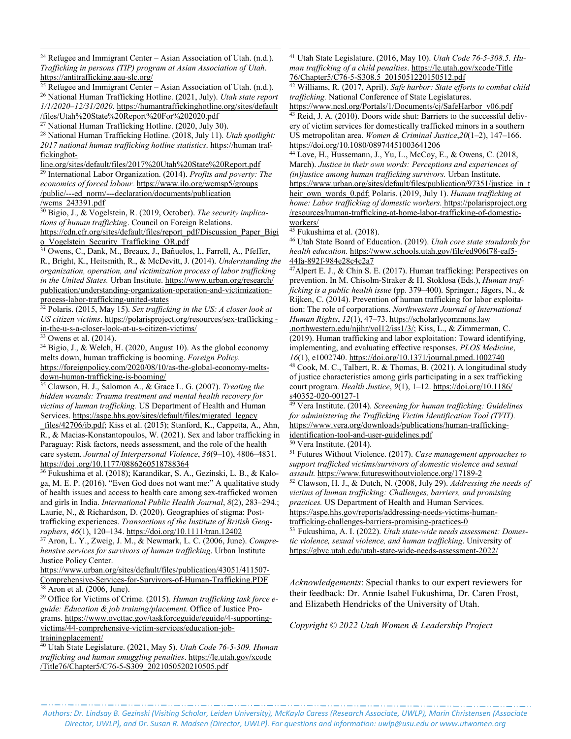[24] Refugee and Immigrant Center – Asian Association of Utah. (n.d.). *Trafficking in persons (TIP) program at Asian Association of Utah*. https://antitrafficking.aau-slc.org/

[25] Refugee and Immigrant Center – Asian Association of Utah. (n.d.).

[26] National Human Trafficking Hotline. (2021, July). *Utah state report 1/1/2020–12/31/2020*. https://humantraffickinghotline.org/sites/default/files/Utah%20State%20Report%20For%202020.pdf

[27] National Human Trafficking Hotline. (2020, July 30).

[28] National Human Trafficking Hotline. (2018, July 11). *Utah spotlight: 2017 national human trafficking hotline statistics*. https://humantraffickinghotline.org/sites/default/files/2017%20Utah%20State%20Report.pdf

[29] International Labor Organization. (2014). *Profits and poverty: The economics of forced labour.* https://www.ilo.org/wcmsp5/groups/public/---ed_norm/---declaration/documents/publication/wcms_243391.pdf

[30] Bigio, J., & Vogelstein, R. (2019, October). *The security implications of human trafficking*. Council on Foreign Relations. https://cdn.cfr.org/sites/default/files/report_pdf/Discussion_Paper_Bigio_Vogelstein_Security_Trafficking_OR.pdf

[31] Owens, C., Dank, M., Breaux, J., Bañuelos, I., Farrell, A., Pfeffer, R., Bright, K., Heitsmith, R., & McDevitt, J. (2014). *Understanding the organization, operation, and victimization process of labor trafficking in the United States.* Urban Institute. https://www.urban.org/research/publication/understanding-organization-operation-and-victimization-process-labor-trafficking-united-states

[32] Polaris. (2015, May 15). *Sex trafficking in the US: A closer look at US citizen victims*. https://polarisproject.org/resources/sex-trafficking-in-the-u-s-a-closer-look-at-u-s-citizen-victims/

[33] Owens et al. (2014).

[34] Bigio, J., & Welch, H. (2020, August 10). As the global economy melts down, human trafficking is booming. *Foreign Policy.* https://foreignpolicy.com/2020/08/10/as-the-global-economy-melts-down-human-trafficking-is-booming/

[35] Clawson, H. J., Salomon A., & Grace L. G. (2007). *Treating the hidden wounds: Trauma treatment and mental health recovery for victims of human trafficking.* US Department of Health and Human Services. https://aspe.hhs.gov/sites/default/files/migrated_legacy_files/42706/ib.pdf; Kiss et al. (2015); Stanford, K., Cappetta, A., Ahn, R., & Macias-Konstantopoulos, W. (2021). Sex and labor trafficking in Paraguay: Risk factors, needs assessment, and the role of the health care system. *Journal of Interpersonal Violence*, *36*(9–10), 4806–4831. https://doi.org/10.1177/0886260518788364

[36] Fukushima et al. (2018); Karandikar, S. A., Gezinski, L. B., & Kaloga, M. E. P. (2016). "Even God does not want me:" A qualitative study of health issues and access to health care among sex-trafficked women and girls in India. *International Public Health Journal*, *8*(2), 283–294.; Laurie, N., & Richardson, D. (2020). Geographies of stigma: Post-trafficking experiences. *Transactions of the Institute of British Geographers*, *46*(1), 120–134. https://doi.org/10.1111/tran.12402

[37] Aron, L. Y., Zweig, J. M., & Newmark, L. C. (2006, June). *Comprehensive services for survivors of human trafficking*. Urban Institute Justice Policy Center. https://www.urban.org/sites/default/files/publication/43051/411507-Comprehensive-Services-for-Survivors-of-Human-Trafficking.PDF

[38] Aron et al. (2006, June).

[39] Office for Victims of Crime. (2015). *Human trafficking task force e-guide: Education & job training/placement.* Office of Justice Programs. https://www.ovcttac.gov/taskforceguide/eguide/4-supporting-victims/44-comprehensive-victim-services/education-job-trainingplacement/

[40] Utah State Legislature. (2021, May 5). *Utah Code 76-5-309. Human trafficking and human smuggling penalties*. https://le.utah.gov/xcode/Title76/Chapter5/C76-5-S309_2021050520210505.pdf

[41] Utah State Legislature. (2016, May 10). *Utah Code 76-5-308.5. Human trafficking of a child penalties*. https://le.utah.gov/xcode/Title76/Chapter5/C76-5-S308.5_2015051220150512.pdf

[42] Williams, R. (2017, April). *Safe harbor: State efforts to combat child trafficking.* National Conference of State Legislatures. https://www.ncsl.org/Portals/1/Documents/cj/SafeHarbor_v06.pdf

[43] Reid, J. A. (2010). Doors wide shut: Barriers to the successful delivery of victim services for domestically trafficked minors in a southern US metropolitan area. *Women & Criminal Justice*,*20*(1–2), 147–166. https://doi.org/10.1080/08974451003641206

[44] Love, H., Hussemann, J., Yu, L., McCoy, E., & Owens, C. (2018, March). *Justice in their own words: Perceptions and experiences of (in)justice among human trafficking survivors.* Urban Institute. https://www.urban.org/sites/default/files/publication/97351/justice_in_their_own_words_0.pdf; Polaris. (2019, July 1). *Human trafficking at home: Labor trafficking of domestic workers*. https://polarisproject.org/resources/human-trafficking-at-home-labor-trafficking-of-domestic-workers/

[45] Fukushima et al. (2018).

[46] Utah State Board of Education. (2019). *Utah core state standards for health education.* https://www.schools.utah.gov/file/ed906f78-eaf5-44fa-892f-984e28c4c2a7

[47] Alpert E. J., & Chin S. E. (2017). Human trafficking: Perspectives on prevention. In M. Chisolm-Straker & H. Stoklosa (Eds.), *Human trafficking is a public health issue* (pp. 379–400). Springer.; Jägers, N., & Rijken, C. (2014). Prevention of human trafficking for labor exploitation: The role of corporations. *Northwestern Journal of International Human Rights*, *12*(1), 47–73. https://scholarlycommons.law.northwestern.edu/njihr/vol12/iss1/3/; Kiss, L., & Zimmerman, C. (2019). Human trafficking and labor exploitation: Toward identifying, implementing, and evaluating effective responses. *PLOS Medicine*, *16*(1), e1002740. https://doi.org/10.1371/journal.pmed.1002740

[48] Cook, M. C., Talbert, R. & Thomas, B. (2021). A longitudinal study of justice characteristics among girls participating in a sex trafficking court program. *Health Justice*, *9*(1), 1–12. https://doi.org/10.1186/s40352-020-00127-1

[49] Vera Institute. (2014). *Screening for human trafficking: Guidelines for administering the Trafficking Victim Identification Tool (TVIT).* https://www.vera.org/downloads/publications/human-trafficking-identification-tool-and-user-guidelines.pdf

[50] Vera Institute. (2014).

[51] Futures Without Violence. (2017). *Case management approaches to support trafficked victims/survivors of domestic violence and sexual assault.* https://www.futureswithoutviolence.org/17189-2

[52] Clawson, H. J., & Dutch, N. (2008, July 29). *Addressing the needs of victims of human trafficking: Challenges, barriers, and promising practices.* US Department of Health and Human Services. https://aspe.hhs.gov/reports/addressing-needs-victims-human-trafficking-challenges-barriers-promising-practices-0

[53] Fukushima, A. I. (2022). *Utah state-wide needs assessment: Domestic violence, sexual violence, and human trafficking*. University of https://gbvc.utah.edu/utah-state-wide-needs-assessment-2022/

*Acknowledgements*: Special thanks to our expert reviewers for their feedback: Dr. Annie Isabel Fukushima, Dr. Caren Frost, and Elizabeth Hendricks of the University of Utah.

*Copyright © 2022 Utah Women & Leadership Project*

*Authors: Dr. Lindsay B. Gezinski (Visiting Scholar, Leiden University), McKayla Caress (Research Associate, UWLP), Marin Christensen (Associate Director, UWLP), and Dr. Susan R. Madsen (Director, UWLP). For questions and information: uwlp@usu.edu or www.utwomen.org*